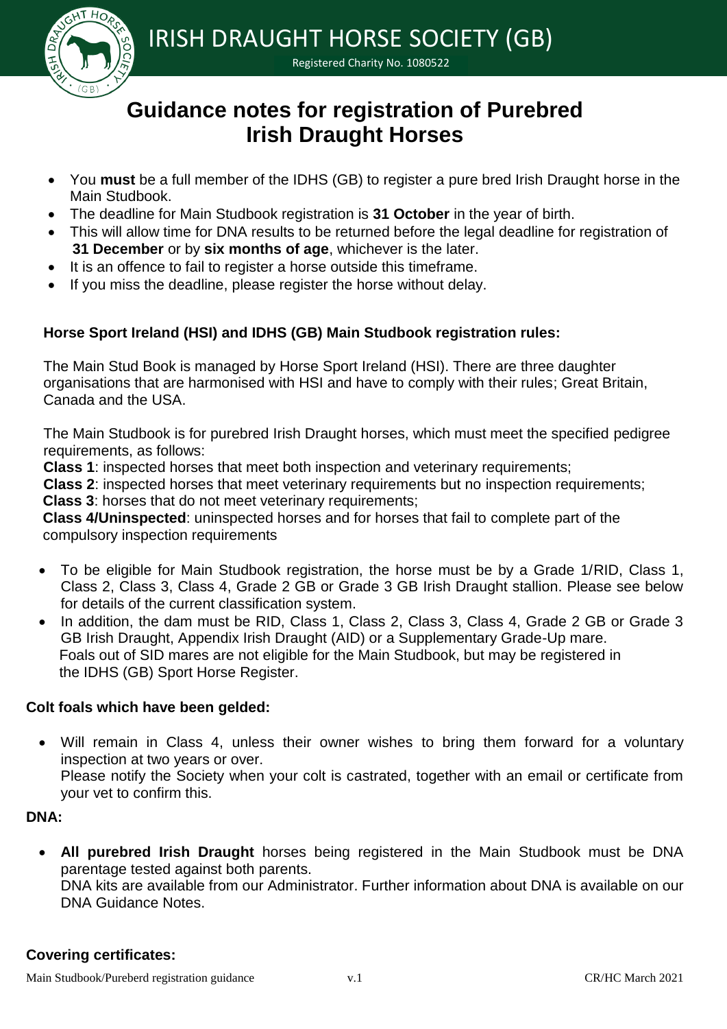# IRISH DRAUGHT HORSE SOCIETY (GB)

Registered Charity No. 1080522

# Guidance notes for registration of Purebred Irish Draught Horses

- You **must** be a full member of the IDHS (GB) to register a pure bred Irish Draught horse in the Main Studbook.
- The deadline for Main Studbook registration is **31 October** in the year of birth.
- This will allow time for DNA results to be returned before the legal deadline for registration of **31 December** or by **six months of age**, whichever is the later.
- It is an offence to fail to register a horse outside this timeframe.
- If you miss the deadline, please register the horse without delay.

## Horse Sport Ireland (HSI) and IDHS (GB) Main Studbook registration rules:

The Main Stud Book is managed by Horse Sport Ireland (HSI). There are three daughter organisations that are harmonised with HSI and have to comply with their rules; Great Britain, Canada and the USA.

The Main Studbook is for purebred Irish Draught horses, which must meet the specified pedigree requirements, as follows:
**Class 1**: inspected horses that meet both inspection and veterinary requirements;
**Class 2**: inspected horses that meet veterinary requirements but no inspection requirements;
**Class 3**: horses that do not meet veterinary requirements;
**Class 4/Uninspected**: uninspected horses and for horses that fail to complete part of the compulsory inspection requirements

- To be eligible for Main Studbook registration, the horse must be by a Grade 1/RID, Class 1, Class 2, Class 3, Class 4, Grade 2 GB or Grade 3 GB Irish Draught stallion. Please see below for details of the current classification system.
- In addition, the dam must be RID, Class 1, Class 2, Class 3, Class 4, Grade 2 GB or Grade 3 GB Irish Draught, Appendix Irish Draught (AID) or a Supplementary Grade-Up mare. Foals out of SID mares are not eligible for the Main Studbook, but may be registered in the IDHS (GB) Sport Horse Register.

## Colt foals which have been gelded:

- Will remain in Class 4, unless their owner wishes to bring them forward for a voluntary inspection at two years or over.
  Please notify the Society when your colt is castrated, together with an email or certificate from your vet to confirm this.

## DNA:

- **All purebred Irish Draught** horses being registered in the Main Studbook must be DNA parentage tested against both parents.
  DNA kits are available from our Administrator. Further information about DNA is available on our DNA Guidance Notes.

## Covering certificates: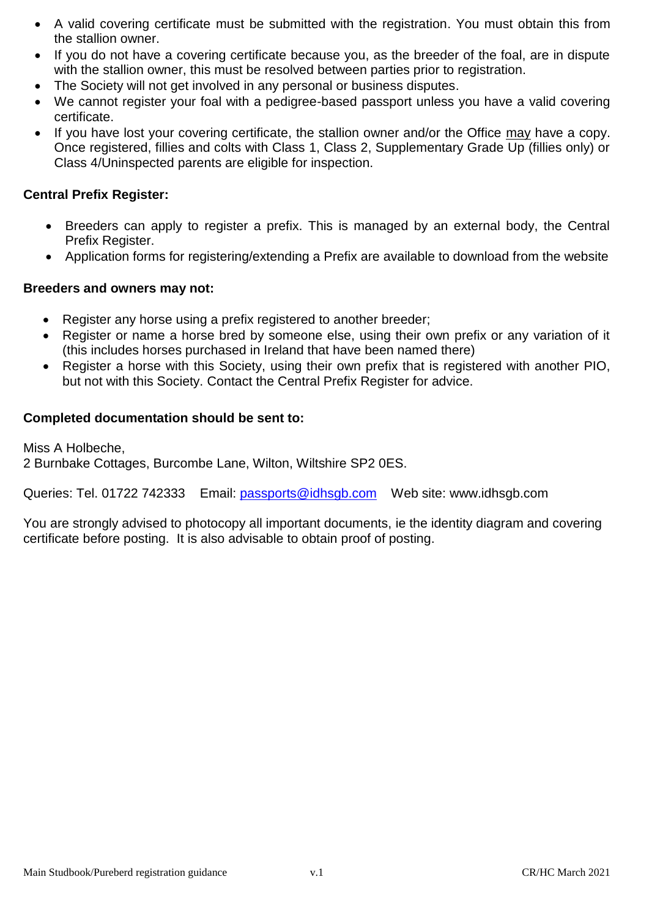- A valid covering certificate must be submitted with the registration. You must obtain this from the stallion owner.
- If you do not have a covering certificate because you, as the breeder of the foal, are in dispute with the stallion owner, this must be resolved between parties prior to registration.
- The Society will not get involved in any personal or business disputes.
- We cannot register your foal with a pedigree-based passport unless you have a valid covering certificate.
- If you have lost your covering certificate, the stallion owner and/or the Office may have a copy. Once registered, fillies and colts with Class 1, Class 2, Supplementary Grade Up (fillies only) or Class 4/Uninspected parents are eligible for inspection.

**Central Prefix Register:**

- Breeders can apply to register a prefix. This is managed by an external body, the Central Prefix Register.
- Application forms for registering/extending a Prefix are available to download from the website

**Breeders and owners may not:**

- Register any horse using a prefix registered to another breeder;
- Register or name a horse bred by someone else, using their own prefix or any variation of it (this includes horses purchased in Ireland that have been named there)
- Register a horse with this Society, using their own prefix that is registered with another PIO, but not with this Society. Contact the Central Prefix Register for advice.

**Completed documentation should be sent to:**

Miss A Holbeche,
2 Burnbake Cottages, Burcombe Lane, Wilton, Wiltshire SP2 0ES.

Queries: Tel. 01722 742333 Email: passports@idhsgb.com Web site: www.idhsgb.com

You are strongly advised to photocopy all important documents, ie the identity diagram and covering certificate before posting. It is also advisable to obtain proof of posting.